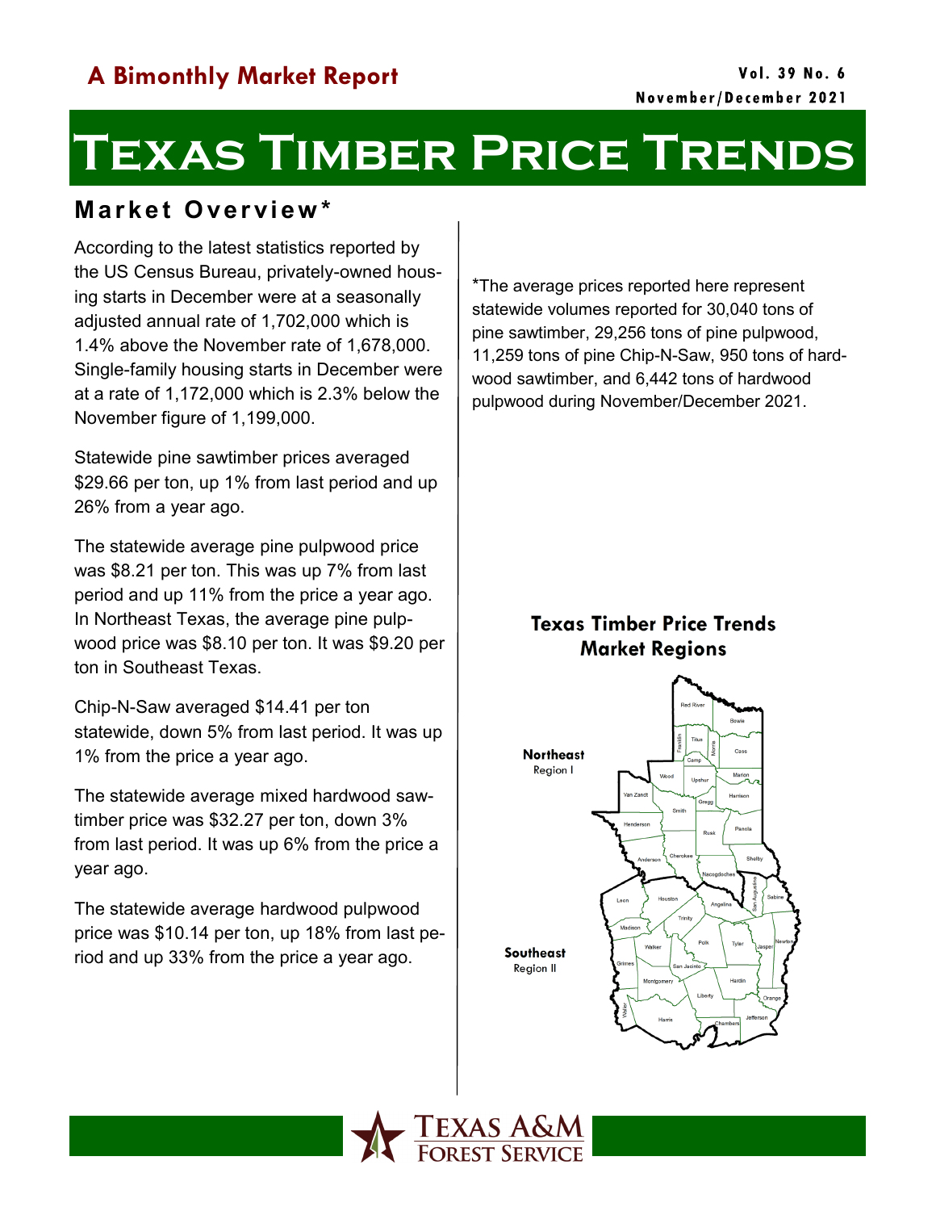A Bimonthly Market Report

Vol. 39 No. 6
November/December 2021

# Texas Timber Price Trends

## Market Overview*

According to the latest statistics reported by the US Census Bureau, privately-owned housing starts in December were at a seasonally adjusted annual rate of 1,702,000 which is 1.4% above the November rate of 1,678,000. Single-family housing starts in December were at a rate of 1,172,000 which is 2.3% below the November figure of 1,199,000.

Statewide pine sawtimber prices averaged $29.66 per ton, up 1% from last period and up 26% from a year ago.

The statewide average pine pulpwood price was $8.21 per ton. This was up 7% from last period and up 11% from the price a year ago. In Northeast Texas, the average pine pulpwood price was $8.10 per ton. It was $9.20 per ton in Southeast Texas.

Chip-N-Saw averaged $14.41 per ton statewide, down 5% from last period. It was up 1% from the price a year ago.

The statewide average mixed hardwood sawtimber price was $32.27 per ton, down 3% from last period. It was up 6% from the price a year ago.

The statewide average hardwood pulpwood price was $10.14 per ton, up 18% from last period and up 33% from the price a year ago.

*The average prices reported here represent statewide volumes reported for 30,040 tons of pine sawtimber, 29,256 tons of pine pulpwood, 11,259 tons of pine Chip-N-Saw, 950 tons of hardwood sawtimber, and 6,442 tons of hardwood pulpwood during November/December 2021.

**Texas Timber Price Trends Market Regions**

Northeast Region I

Southeast Region II

Texas A&M Forest Service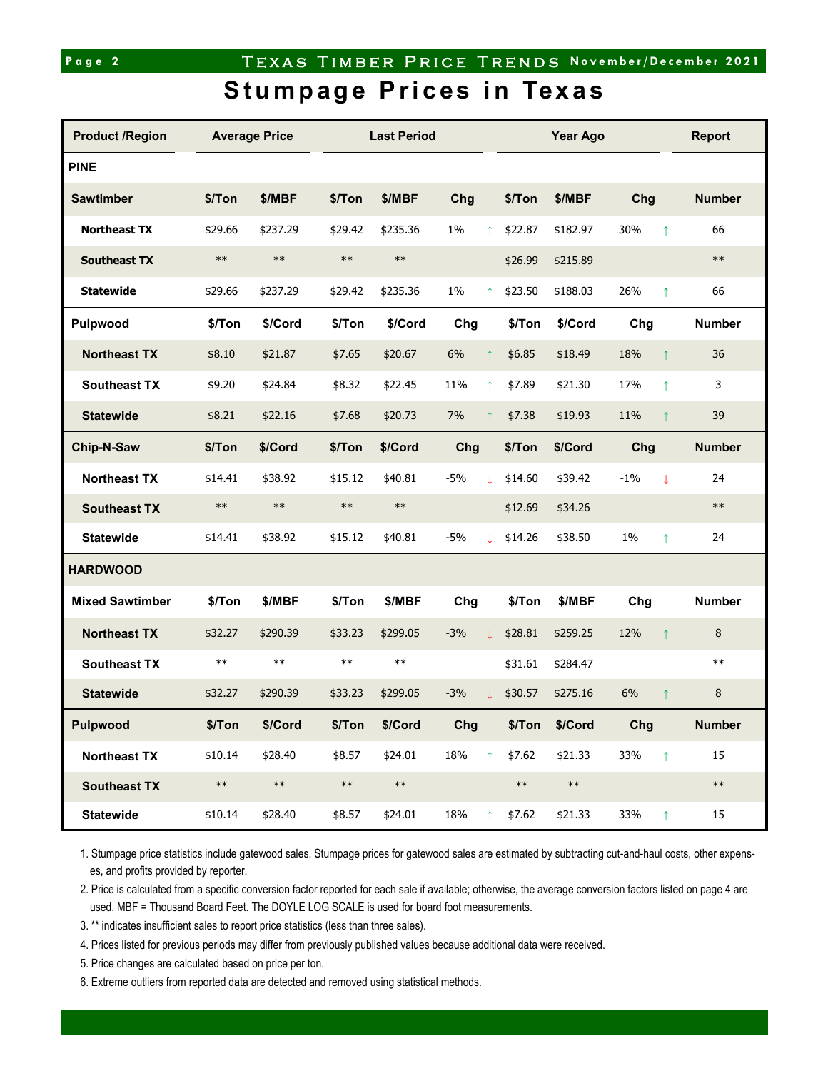# Stumpage Prices in Texas

| Product /Region | Average Price | | Last Period | | | | Year Ago | | | | Report |
|---|---|---|---|---|---|---|---|---|---|---|---|
| **PINE** | | | | | | | | | | | |
| **Sawtimber** | **$/Ton** | **$/MBF** | **$/Ton** | **$/MBF** | **Chg** | | **$/Ton** | **$/MBF** | **Chg** | | **Number** |
| **Northeast TX** | $29.66 | $237.29 | $29.42 | $235.36 | 1% | ↑ | $22.87 | $182.97 | 30% | ↑ | 66 |
| **Southeast TX** | ** | ** | ** | ** | | | $26.99 | $215.89 | | | ** |
| **Statewide** | $29.66 | $237.29 | $29.42 | $235.36 | 1% | ↑ | $23.50 | $188.03 | 26% | ↑ | 66 |
| **Pulpwood** | **$/Ton** | **$/Cord** | **$/Ton** | **$/Cord** | **Chg** | | **$/Ton** | **$/Cord** | **Chg** | | **Number** |
| **Northeast TX** | $8.10 | $21.87 | $7.65 | $20.67 | 6% | ↑ | $6.85 | $18.49 | 18% | ↑ | 36 |
| **Southeast TX** | $9.20 | $24.84 | $8.32 | $22.45 | 11% | ↑ | $7.89 | $21.30 | 17% | ↑ | 3 |
| **Statewide** | $8.21 | $22.16 | $7.68 | $20.73 | 7% | ↑ | $7.38 | $19.93 | 11% | ↑ | 39 |
| **Chip-N-Saw** | **$/Ton** | **$/Cord** | **$/Ton** | **$/Cord** | **Chg** | | **$/Ton** | **$/Cord** | **Chg** | | **Number** |
| **Northeast TX** | $14.41 | $38.92 | $15.12 | $40.81 | -5% | ↓ | $14.60 | $39.42 | -1% | ↓ | 24 |
| **Southeast TX** | ** | ** | ** | ** | | | $12.69 | $34.26 | | | ** |
| **Statewide** | $14.41 | $38.92 | $15.12 | $40.81 | -5% | ↓ | $14.26 | $38.50 | 1% | ↑ | 24 |
| **HARDWOOD** | | | | | | | | | | | |
| **Mixed Sawtimber** | **$/Ton** | **$/MBF** | **$/Ton** | **$/MBF** | **Chg** | | **$/Ton** | **$/MBF** | **Chg** | | **Number** |
| **Northeast TX** | $32.27 | $290.39 | $33.23 | $299.05 | -3% | ↓ | $28.81 | $259.25 | 12% | ↑ | 8 |
| **Southeast TX** | ** | ** | ** | ** | | | $31.61 | $284.47 | | | ** |
| **Statewide** | $32.27 | $290.39 | $33.23 | $299.05 | -3% | ↓ | $30.57 | $275.16 | 6% | ↑ | 8 |
| **Pulpwood** | **$/Ton** | **$/Cord** | **$/Ton** | **$/Cord** | **Chg** | | **$/Ton** | **$/Cord** | **Chg** | | **Number** |
| **Northeast TX** | $10.14 | $28.40 | $8.57 | $24.01 | 18% | ↑ | $7.62 | $21.33 | 33% | ↑ | 15 |
| **Southeast TX** | ** | ** | ** | ** | | | ** | ** | | | ** |
| **Statewide** | $10.14 | $28.40 | $8.57 | $24.01 | 18% | ↑ | $7.62 | $21.33 | 33% | ↑ | 15 |

1. Stumpage price statistics include gatewood sales. Stumpage prices for gatewood sales are estimated by subtracting cut-and-haul costs, other expenses, and profits provided by reporter.
2. Price is calculated from a specific conversion factor reported for each sale if available; otherwise, the average conversion factors listed on page 4 are used. MBF = Thousand Board Feet. The DOYLE LOG SCALE is used for board foot measurements.
3. ** indicates insufficient sales to report price statistics (less than three sales).
4. Prices listed for previous periods may differ from previously published values because additional data were received.
5. Price changes are calculated based on price per ton.
6. Extreme outliers from reported data are detected and removed using statistical methods.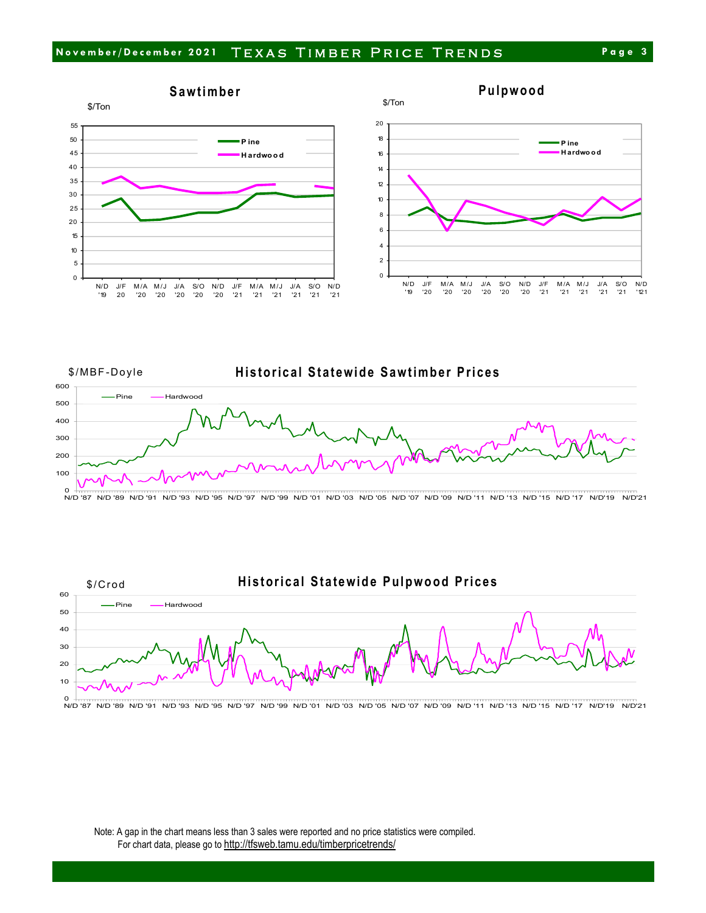## Sawtimber

$/Ton

## Pulpwood

$/Ton

## Historical Statewide Sawtimber Prices

$/MBF-Doyle

## Historical Statewide Pulpwood Prices

$/Crod

Note: A gap in the chart means less than 3 sales were reported and no price statistics were compiled.
For chart data, please go to http://tfsweb.tamu.edu/timberpricetrends/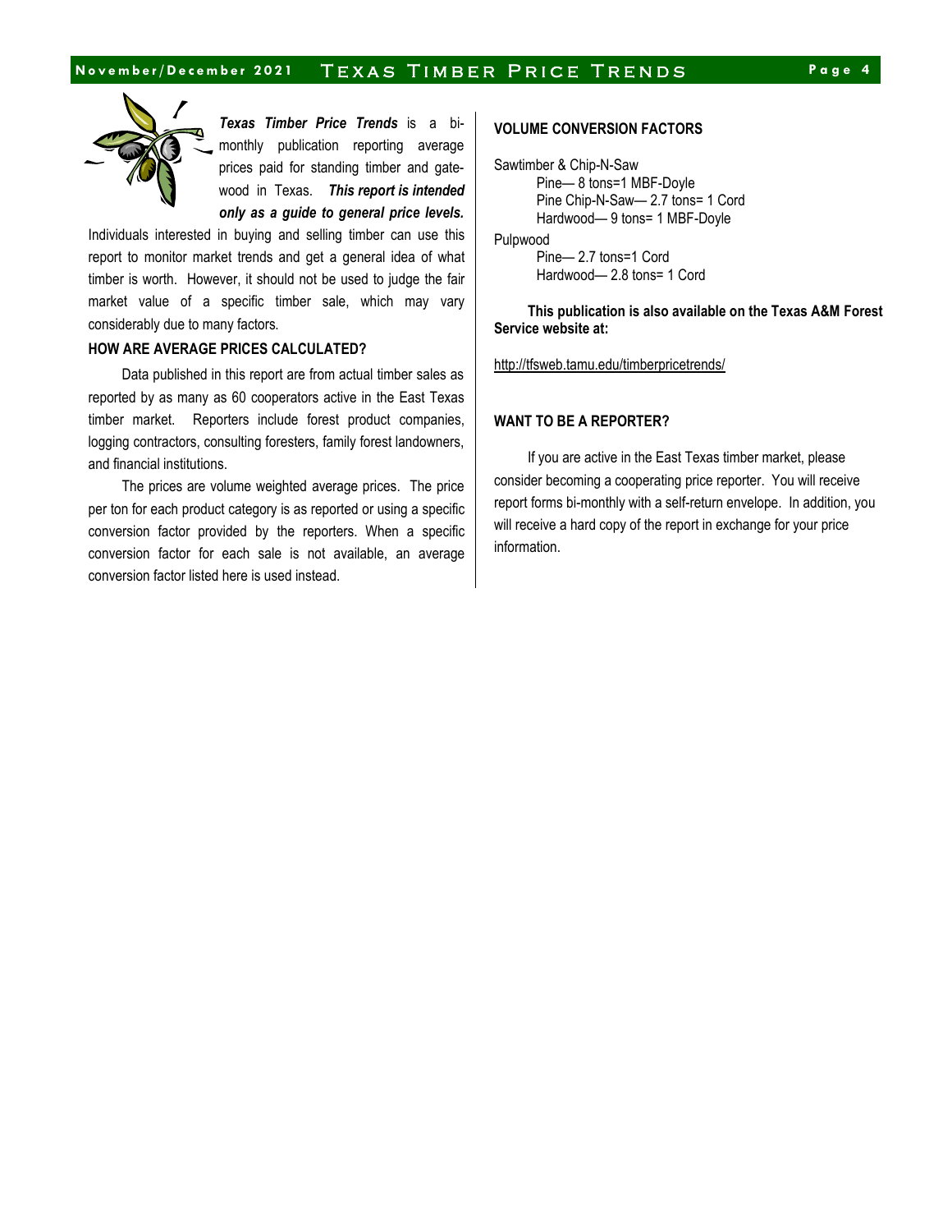***Texas Timber Price Trends*** is a bi-monthly publication reporting average prices paid for standing timber and gate-wood in Texas. ***This report is intended only as a guide to general price levels.*** Individuals interested in buying and selling timber can use this report to monitor market trends and get a general idea of what timber is worth. However, it should not be used to judge the fair market value of a specific timber sale, which may vary considerably due to many factors.

### HOW ARE AVERAGE PRICES CALCULATED?

Data published in this report are from actual timber sales as reported by as many as 60 cooperators active in the East Texas timber market. Reporters include forest product companies, logging contractors, consulting foresters, family forest landowners, and financial institutions.

The prices are volume weighted average prices. The price per ton for each product category is as reported or using a specific conversion factor provided by the reporters. When a specific conversion factor for each sale is not available, an average conversion factor listed here is used instead.

### VOLUME CONVERSION FACTORS

Sawtimber & Chip-N-Saw
- Pine— 8 tons=1 MBF-Doyle
- Pine Chip-N-Saw— 2.7 tons= 1 Cord
- Hardwood— 9 tons= 1 MBF-Doyle

Pulpwood
- Pine— 2.7 tons=1 Cord
- Hardwood— 2.8 tons= 1 Cord

**This publication is also available on the Texas A&M Forest Service website at:**

http://tfsweb.tamu.edu/timberpricetrends/

### WANT TO BE A REPORTER?

If you are active in the East Texas timber market, please consider becoming a cooperating price reporter. You will receive report forms bi-monthly with a self-return envelope. In addition, you will receive a hard copy of the report in exchange for your price information.